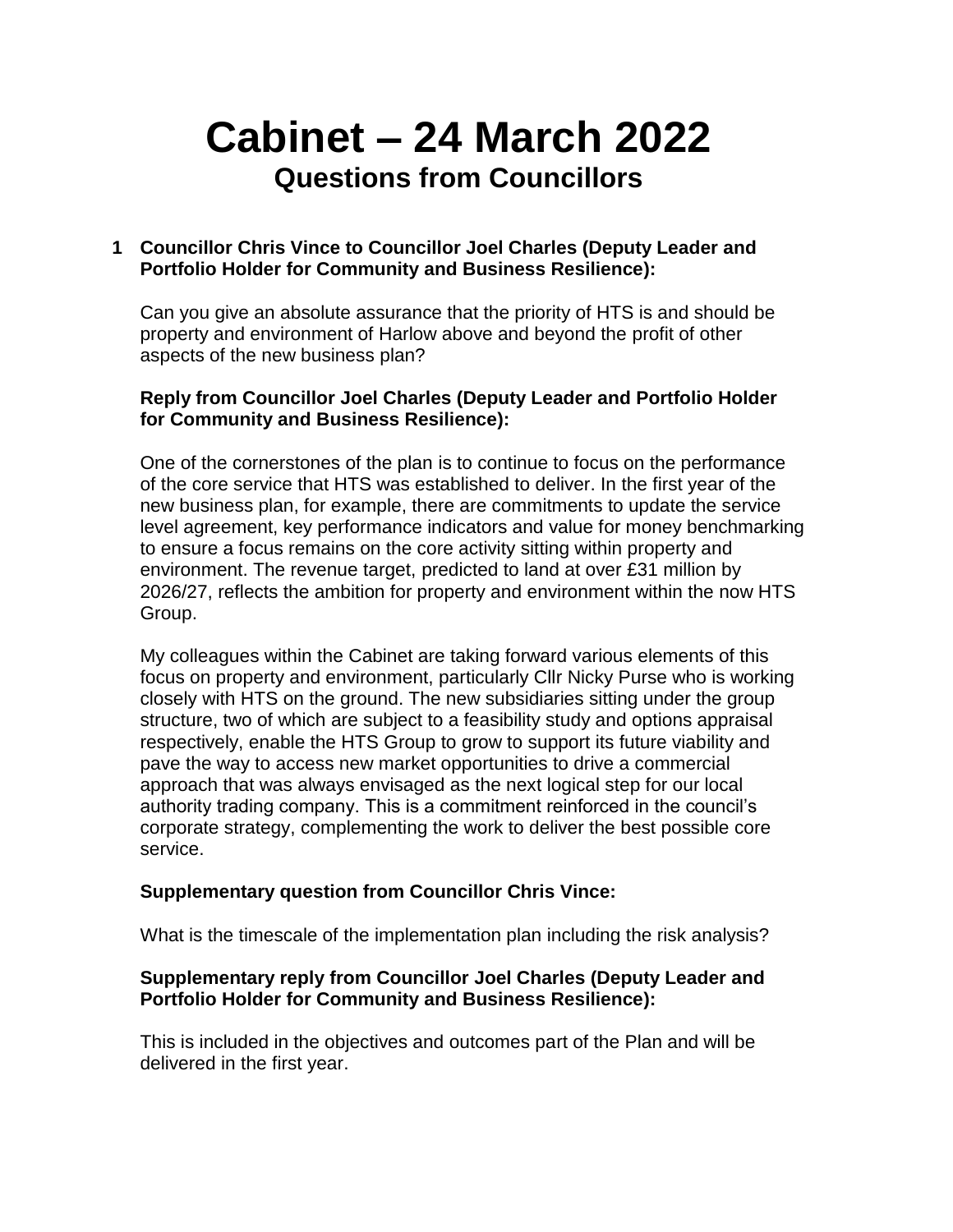# Cabinet – 24 March 2022

## Questions from Councillors

**1 Councillor Chris Vince to Councillor Joel Charles (Deputy Leader and Portfolio Holder for Community and Business Resilience):**

Can you give an absolute assurance that the priority of HTS is and should be property and environment of Harlow above and beyond the profit of other aspects of the new business plan?

**Reply from Councillor Joel Charles (Deputy Leader and Portfolio Holder for Community and Business Resilience):**

One of the cornerstones of the plan is to continue to focus on the performance of the core service that HTS was established to deliver. In the first year of the new business plan, for example, there are commitments to update the service level agreement, key performance indicators and value for money benchmarking to ensure a focus remains on the core activity sitting within property and environment. The revenue target, predicted to land at over £31 million by 2026/27, reflects the ambition for property and environment within the now HTS Group.

My colleagues within the Cabinet are taking forward various elements of this focus on property and environment, particularly Cllr Nicky Purse who is working closely with HTS on the ground. The new subsidiaries sitting under the group structure, two of which are subject to a feasibility study and options appraisal respectively, enable the HTS Group to grow to support its future viability and pave the way to access new market opportunities to drive a commercial approach that was always envisaged as the next logical step for our local authority trading company. This is a commitment reinforced in the council's corporate strategy, complementing the work to deliver the best possible core service.

**Supplementary question from Councillor Chris Vince:**

What is the timescale of the implementation plan including the risk analysis?

**Supplementary reply from Councillor Joel Charles (Deputy Leader and Portfolio Holder for Community and Business Resilience):**

This is included in the objectives and outcomes part of the Plan and will be delivered in the first year.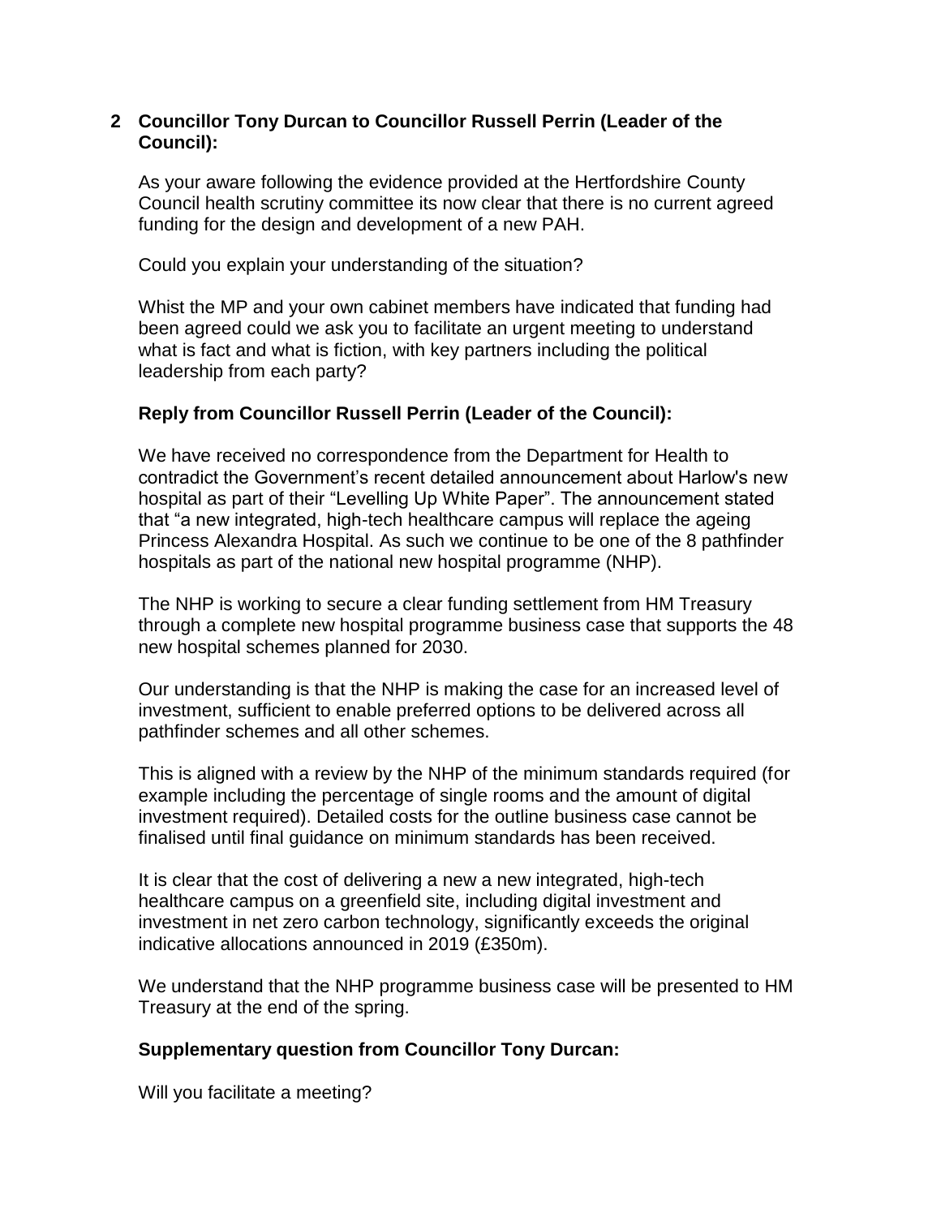## 2 Councillor Tony Durcan to Councillor Russell Perrin (Leader of the Council):

As your aware following the evidence provided at the Hertfordshire County Council health scrutiny committee its now clear that there is no current agreed funding for the design and development of a new PAH.

Could you explain your understanding of the situation?

Whist the MP and your own cabinet members have indicated that funding had been agreed could we ask you to facilitate an urgent meeting to understand what is fact and what is fiction, with key partners including the political leadership from each party?

### Reply from Councillor Russell Perrin (Leader of the Council):

We have received no correspondence from the Department for Health to contradict the Government's recent detailed announcement about Harlow's new hospital as part of their "Levelling Up White Paper". The announcement stated that "a new integrated, high-tech healthcare campus will replace the ageing Princess Alexandra Hospital. As such we continue to be one of the 8 pathfinder hospitals as part of the national new hospital programme (NHP).

The NHP is working to secure a clear funding settlement from HM Treasury through a complete new hospital programme business case that supports the 48 new hospital schemes planned for 2030.

Our understanding is that the NHP is making the case for an increased level of investment, sufficient to enable preferred options to be delivered across all pathfinder schemes and all other schemes.

This is aligned with a review by the NHP of the minimum standards required (for example including the percentage of single rooms and the amount of digital investment required). Detailed costs for the outline business case cannot be finalised until final guidance on minimum standards has been received.

It is clear that the cost of delivering a new a new integrated, high-tech healthcare campus on a greenfield site, including digital investment and investment in net zero carbon technology, significantly exceeds the original indicative allocations announced in 2019 (£350m).

We understand that the NHP programme business case will be presented to HM Treasury at the end of the spring.

### Supplementary question from Councillor Tony Durcan:

Will you facilitate a meeting?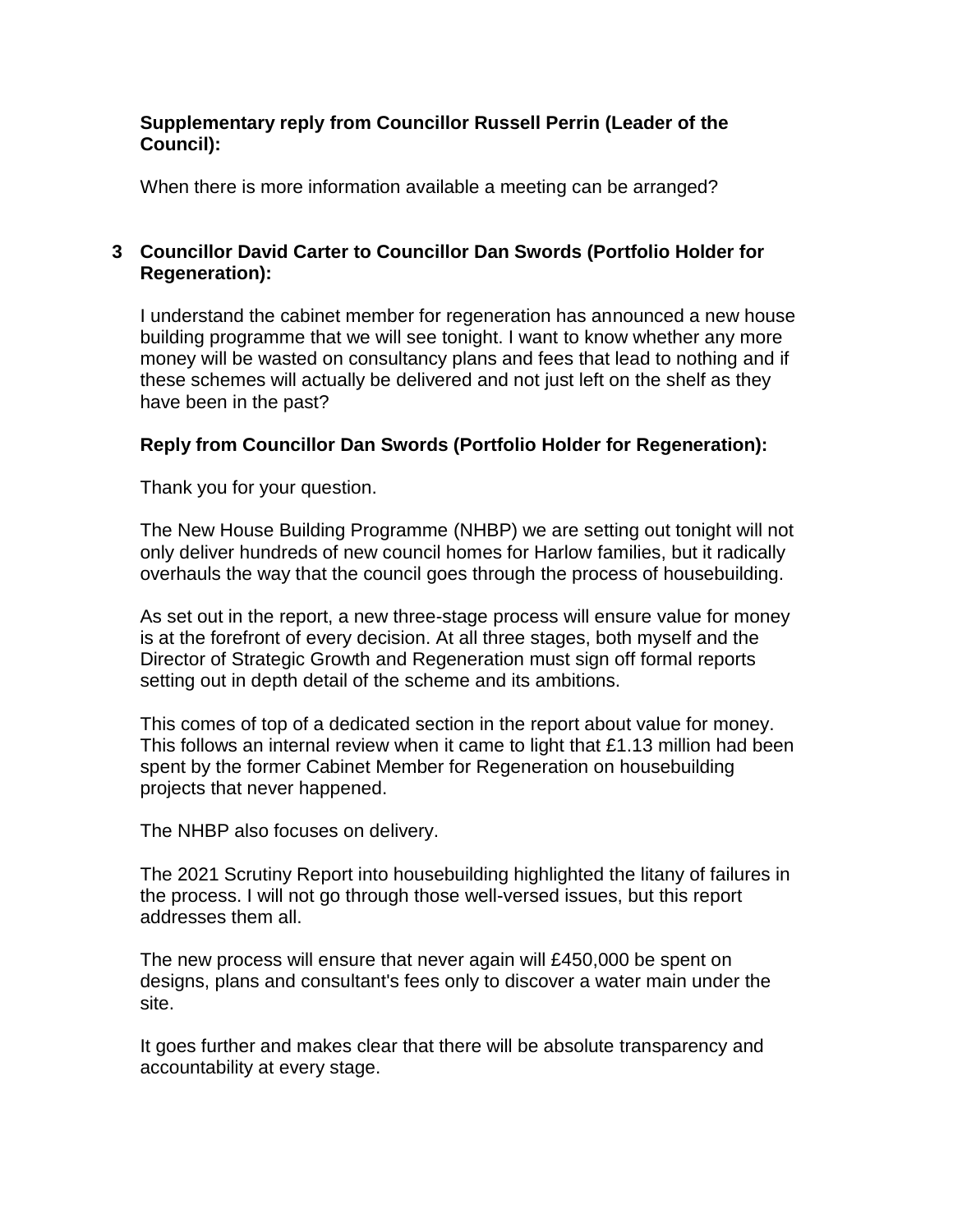**Supplementary reply from Councillor Russell Perrin (Leader of the Council):**

When there is more information available a meeting can be arranged?

**3 Councillor David Carter to Councillor Dan Swords (Portfolio Holder for Regeneration):**

I understand the cabinet member for regeneration has announced a new house building programme that we will see tonight. I want to know whether any more money will be wasted on consultancy plans and fees that lead to nothing and if these schemes will actually be delivered and not just left on the shelf as they have been in the past?

**Reply from Councillor Dan Swords (Portfolio Holder for Regeneration):**

Thank you for your question.

The New House Building Programme (NHBP) we are setting out tonight will not only deliver hundreds of new council homes for Harlow families, but it radically overhauls the way that the council goes through the process of housebuilding.

As set out in the report, a new three-stage process will ensure value for money is at the forefront of every decision. At all three stages, both myself and the Director of Strategic Growth and Regeneration must sign off formal reports setting out in depth detail of the scheme and its ambitions.

This comes of top of a dedicated section in the report about value for money. This follows an internal review when it came to light that £1.13 million had been spent by the former Cabinet Member for Regeneration on housebuilding projects that never happened.

The NHBP also focuses on delivery.

The 2021 Scrutiny Report into housebuilding highlighted the litany of failures in the process. I will not go through those well-versed issues, but this report addresses them all.

The new process will ensure that never again will £450,000 be spent on designs, plans and consultant's fees only to discover a water main under the site.

It goes further and makes clear that there will be absolute transparency and accountability at every stage.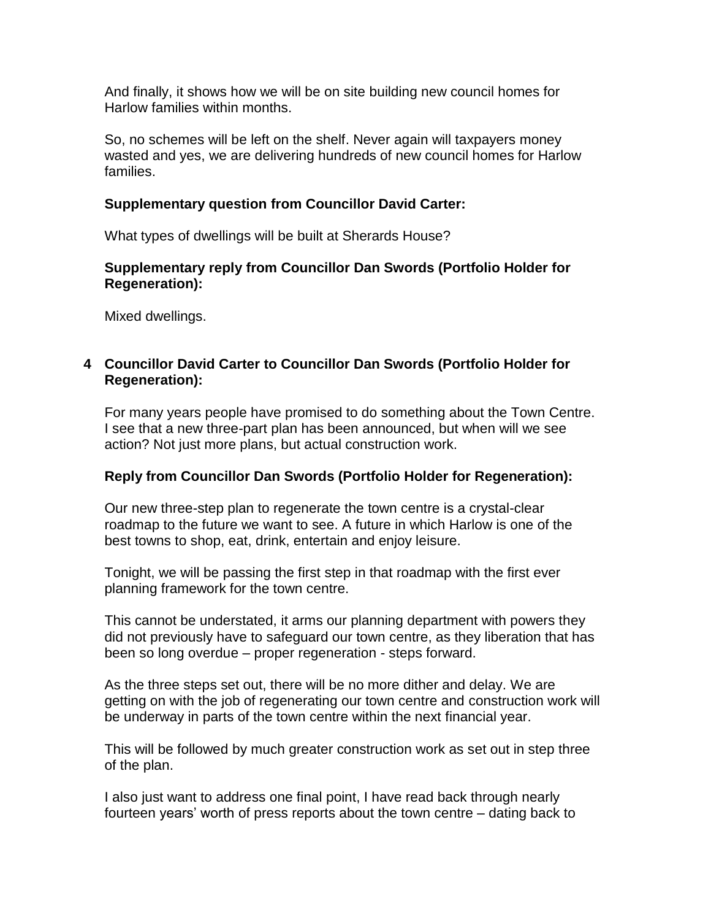And finally, it shows how we will be on site building new council homes for Harlow families within months.

So, no schemes will be left on the shelf. Never again will taxpayers money wasted and yes, we are delivering hundreds of new council homes for Harlow families.

**Supplementary question from Councillor David Carter:**

What types of dwellings will be built at Sherards House?

**Supplementary reply from Councillor Dan Swords (Portfolio Holder for Regeneration):**

Mixed dwellings.

**4 Councillor David Carter to Councillor Dan Swords (Portfolio Holder for Regeneration):**

For many years people have promised to do something about the Town Centre. I see that a new three-part plan has been announced, but when will we see action? Not just more plans, but actual construction work.

**Reply from Councillor Dan Swords (Portfolio Holder for Regeneration):**

Our new three-step plan to regenerate the town centre is a crystal-clear roadmap to the future we want to see. A future in which Harlow is one of the best towns to shop, eat, drink, entertain and enjoy leisure.

Tonight, we will be passing the first step in that roadmap with the first ever planning framework for the town centre.

This cannot be understated, it arms our planning department with powers they did not previously have to safeguard our town centre, as they liberation that has been so long overdue – proper regeneration - steps forward.

As the three steps set out, there will be no more dither and delay. We are getting on with the job of regenerating our town centre and construction work will be underway in parts of the town centre within the next financial year.

This will be followed by much greater construction work as set out in step three of the plan.

I also just want to address one final point, I have read back through nearly fourteen years' worth of press reports about the town centre – dating back to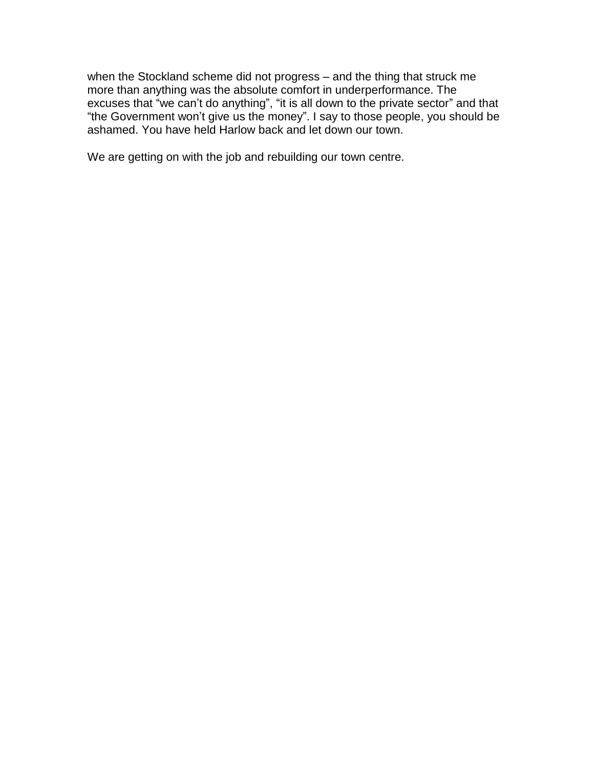when the Stockland scheme did not progress – and the thing that struck me more than anything was the absolute comfort in underperformance. The excuses that "we can't do anything", "it is all down to the private sector" and that "the Government won't give us the money". I say to those people, you should be ashamed. You have held Harlow back and let down our town.

We are getting on with the job and rebuilding our town centre.